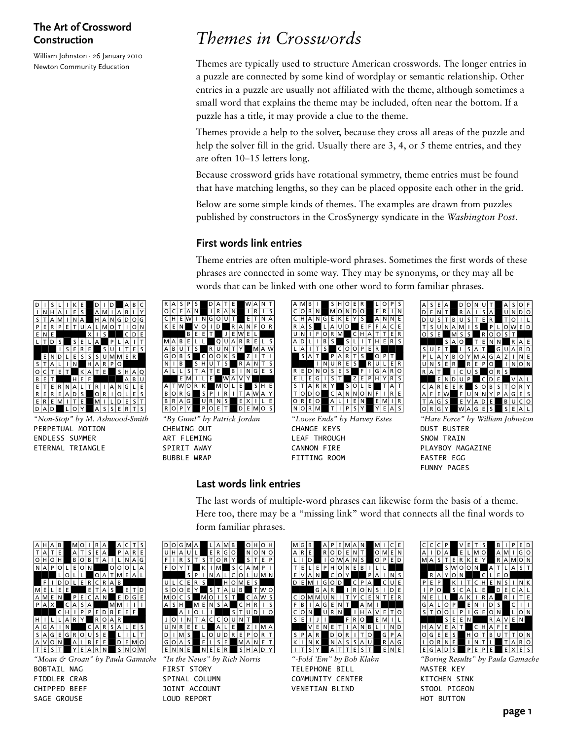**The Art of Crossword Construction**

William Johnston · 26 January 2010
Newton Community Education

# *Themes in Crosswords*

Themes are typically used to structure American crosswords. The longer entries in a puzzle are connected by some kind of wordplay or semantic relationship. Other entries in a puzzle are usually not affiliated with the theme, although sometimes a small word that explains the theme may be included, often near the bottom. If a puzzle has a title, it may provide a clue to the theme.

Themes provide a help to the solver, because they cross all areas of the puzzle and help the solver fill in the grid. Usually there are 3, 4, or 5 theme entries, and they are often 10–15 letters long.

Because crossword grids have rotational symmetry, theme entries must be found that have matching lengths, so they can be placed opposite each other in the grid.

Below are some simple kinds of themes. The examples are drawn from puzzles published by constructors in the CrosSynergy syndicate in the *Washington Post*.

## First words link entries

Theme entries are often multiple-word phrases. Sometimes the first words of these phrases are connected in some way. They may be synonyms, or they may all be words that can be linked with one other word to form familiar phrases.

*"Non-Stop" by M. Ashwood-Smith*
PERPETUAL MOTION
ENDLESS SUMMER
ETERNAL TRIANGLE

*"By Gum!" by Patrick Jordan*
CHEWING OUT
ART FLEMING
SPIRIT AWAY
BUBBLE WRAP

*"Loose Ends" by Harvey Estes*
CHANGE KEYS
LEAF THROUGH
CANNON FIRE
FITTING ROOM

*"Hare Force" by William Johnston*
DUST BUSTER
SNOW TRAIN
PLAYBOY MAGAZINE
EASTER EGG
FUNNY PAGES

## Last words link entries

The last words of multiple-word phrases can likewise form the basis of a theme. Here too, there may be a "missing link" word that connects all the final words to form familiar phrases.

*"Moan & Groan" by Paula Gamache*
BOBTAIL NAG
FIDDLER CRAB
CHIPPED BEEF
SAGE GROUSE

*"In the News" by Rich Norris*
FIRST STORY
SPINAL COLUMN
JOINT ACCOUNT
LOUD REPORT

*"-Fold 'Em" by Bob Klahn*
TELEPHONE BILL
COMMUNITY CENTER
VENETIAN BLIND

*"Boring Results" by Paula Gamache*
MASTER KEY
KITCHEN SINK
STOOL PIGEON
HOT BUTTON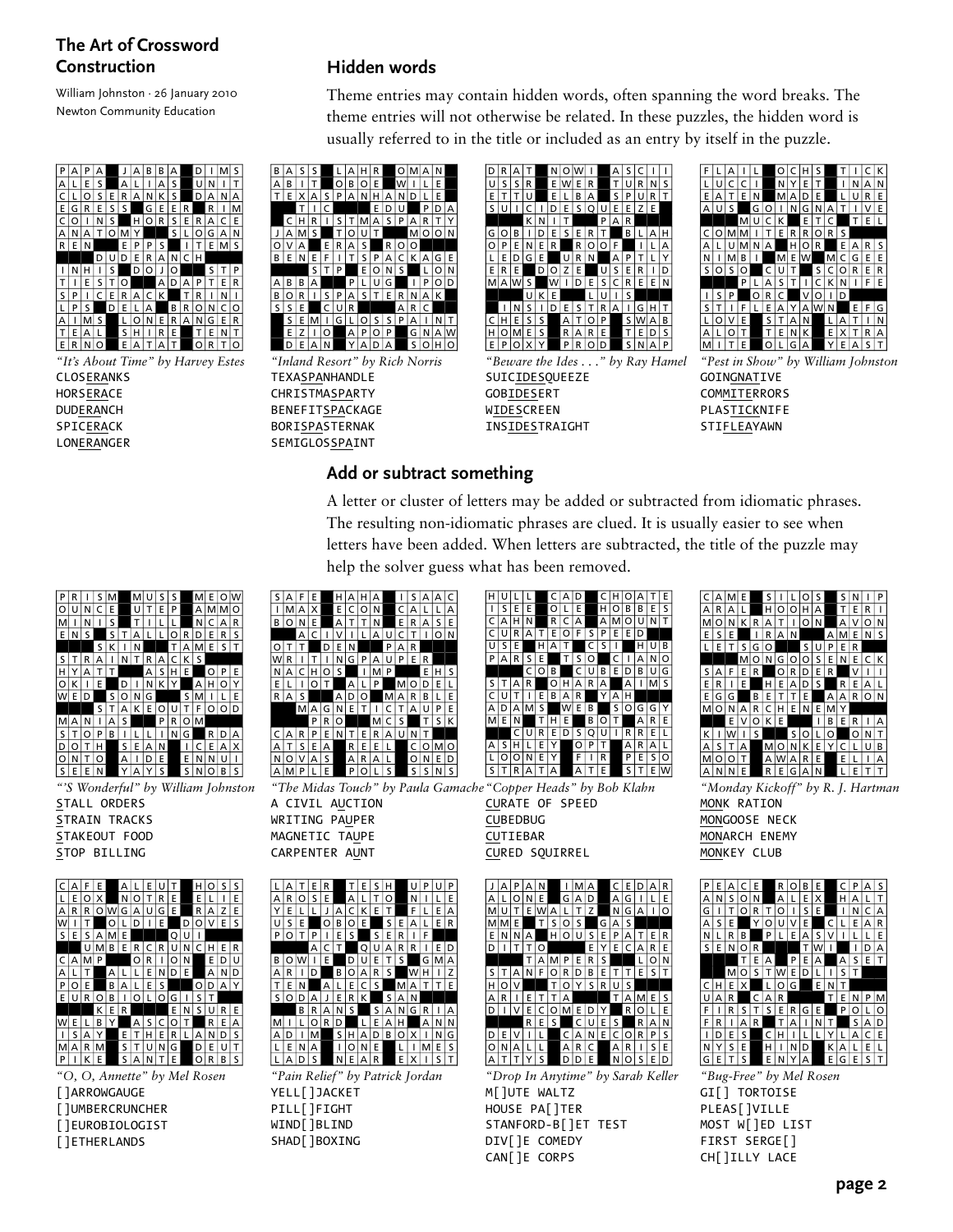## Hidden words

Theme entries may contain hidden words, often spanning the word breaks. The theme entries will not otherwise be related. In these puzzles, the hidden word is usually referred to in the title or included as an entry by itself in the puzzle.

*"It's About Time" by Harvey Estes*

CLOSERANKS
HORSERACE
DUDERANCH
SPICERACK
LONERANGER

*"Inland Resort" by Rich Norris*

TEXASPANHANDLE
CHRISTMASPARTY
BENEFITSPACKAGE
BORISPASTERNAK
SEMIGLOSSPAINT

*"Beware the Ides . . ." by Ray Hamel*

SUICIDESQUEEZE
GOBIDESERT
WIDESCREEN
INSIDESTRAIGHT

*"Pest in Show" by William Johnston*

GOINGNATIVE
COMMITERRORS
PLASTICKNIFE
STIFLEAYAWN

## Add or subtract something

A letter or cluster of letters may be added or subtracted from idiomatic phrases. The resulting non-idiomatic phrases are clued. It is usually easier to see when letters have been added. When letters are subtracted, the title of the puzzle may help the solver guess what has been removed.

*"'S Wonderful" by William Johnston*

STALL ORDERS
STRAIN TRACKS
STAKEOUT FOOD
STOP BILLING

*"The Midas Touch" by Paula Gamache*

A CIVIL AUCTION
WRITING PAUPER
MAGNETIC TAUPE
CARPENTER AUNT

*"Copper Heads" by Bob Klahn*

CURATE OF SPEED
CUBEDBUG
CUTIEBAR
CURED SQUIRREL

*"Monday Kickoff" by R. J. Hartman*

MONK RATION
MONGOOSE NECK
MONARCH ENEMY
MONKEY CLUB

*"O, O, Annette" by Mel Rosen*

[]ARROWGAUGE
[]UMBERCRUNCHER
[]EUROBIOLOGIST
[]ETHERLANDS

*"Pain Relief" by Patrick Jordan*

YELL[]JACKET
PILL[]FIGHT
WIND[]BLIND
SHAD[]BOXING

*"Drop In Anytime" by Sarah Keller*

M[]UTE WALTZ
HOUSE PA[]TER
STANFORD-B[]ET TEST
DIV[]E COMEDY
CAN[]E CORPS

*"Bug-Free" by Mel Rosen*

GI[] TORTOISE
PLEAS[]VILLE
MOST W[]ED LIST
FIRST SERGE[]
CH[]ILLY LACE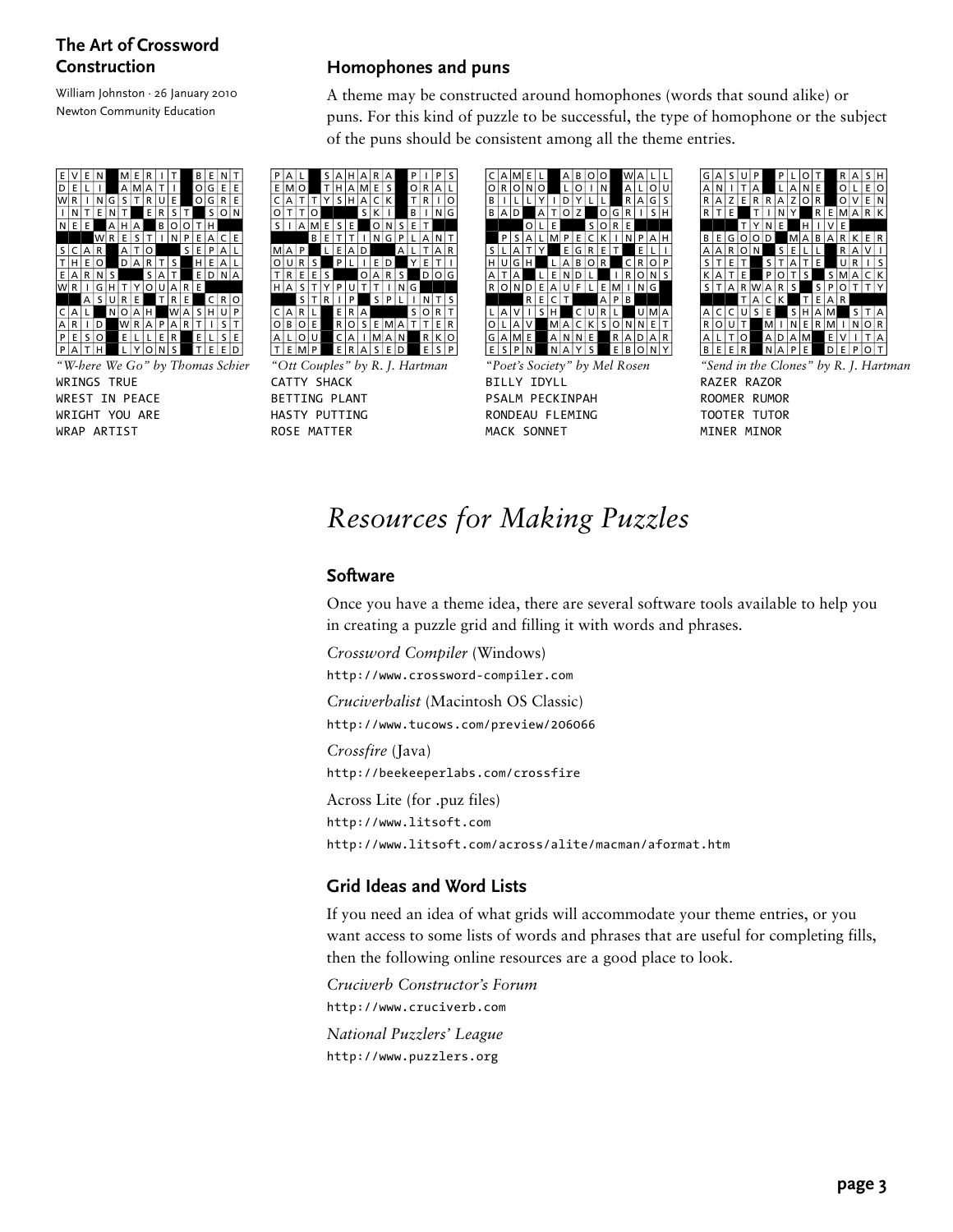## Homophones and puns

A theme may be constructed around homophones (words that sound alike) or puns. For this kind of puzzle to be successful, the type of homophone or the subject of the puns should be consistent among all the theme entries.

*"W-here We Go" by Thomas Schier*

```
WRINGS TRUE
WREST IN PEACE
WRIGHT YOU ARE
WRAP ARTIST
```

*"Ott Couples" by R. J. Hartman*

```
CATTY SHACK
BETTING PLANT
HASTY PUTTING
ROSE MATTER
```

*"Poet's Society" by Mel Rosen*

```
BILLY IDYLL
PSALM PECKINPAH
RONDEAU FLEMING
MACK SONNET
```

*"Send in the Clones" by R. J. Hartman*

```
RAZER RAZOR
ROOMER RUMOR
TOOTER TUTOR
MINER MINOR
```

# *Resources for Making Puzzles*

## Software

Once you have a theme idea, there are several software tools available to help you in creating a puzzle grid and filling it with words and phrases.

*Crossword Compiler* (Windows)

`http://www.crossword-compiler.com`

*Cruciverbalist* (Macintosh OS Classic)

`http://www.tucows.com/preview/206066`

*Crossfire* (Java)

`http://beekeeperlabs.com/crossfire`

Across Lite (for .puz files)

`http://www.litsoft.com`

`http://www.litsoft.com/across/alite/macman/aformat.htm`

## Grid Ideas and Word Lists

If you need an idea of what grids will accommodate your theme entries, or you want access to some lists of words and phrases that are useful for completing fills, then the following online resources are a good place to look.

*Cruciverb Constructor's Forum*

`http://www.cruciverb.com`

*National Puzzlers' League*

`http://www.puzzlers.org`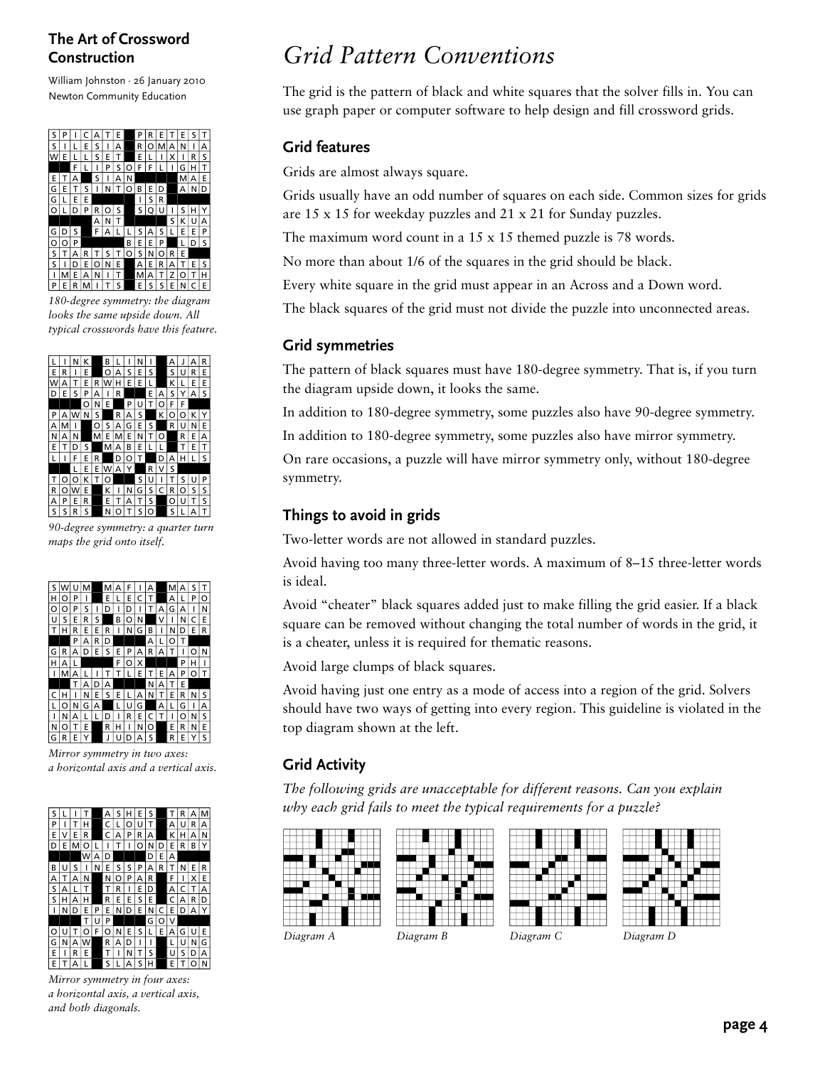## The Art of Crossword Construction

William Johnston · 26 January 2010
Newton Community Education

*180-degree symmetry: the diagram looks the same upside down. All typical crosswords have this feature.*

*90-degree symmetry: a quarter turn maps the grid onto itself.*

*Mirror symmetry in two axes: a horizontal axis and a vertical axis.*

*Mirror symmetry in four axes: a horizontal axis, a vertical axis, and both diagonals.*

# *Grid Pattern Conventions*

The grid is the pattern of black and white squares that the solver fills in. You can use graph paper or computer software to help design and fill crossword grids.

## Grid features

Grids are almost always square.

Grids usually have an odd number of squares on each side. Common sizes for grids are 15 x 15 for weekday puzzles and 21 x 21 for Sunday puzzles.

The maximum word count in a 15 x 15 themed puzzle is 78 words.

No more than about 1/6 of the squares in the grid should be black.

Every white square in the grid must appear in an Across and a Down word.

The black squares of the grid must not divide the puzzle into unconnected areas.

## Grid symmetries

The pattern of black squares must have 180-degree symmetry. That is, if you turn the diagram upside down, it looks the same.

In addition to 180-degree symmetry, some puzzles also have 90-degree symmetry.

In addition to 180-degree symmetry, some puzzles also have mirror symmetry.

On rare occasions, a puzzle will have mirror symmetry only, without 180-degree symmetry.

## Things to avoid in grids

Two-letter words are not allowed in standard puzzles.

Avoid having too many three-letter words. A maximum of 8–15 three-letter words is ideal.

Avoid "cheater" black squares added just to make filling the grid easier. If a black square can be removed without changing the total number of words in the grid, it is a cheater, unless it is required for thematic reasons.

Avoid large clumps of black squares.

Avoid having just one entry as a mode of access into a region of the grid. Solvers should have two ways of getting into every region. This guideline is violated in the top diagram shown at the left.

## Grid Activity

*The following grids are unacceptable for different reasons. Can you explain why each grid fails to meet the typical requirements for a puzzle?*

*Diagram A*

*Diagram B*

*Diagram C*

*Diagram D*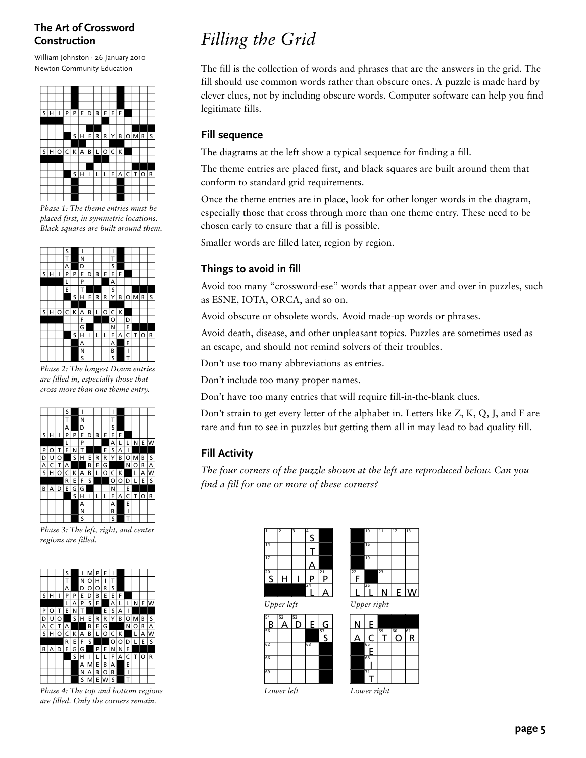**The Art of Crossword Construction**

William Johnston · 26 January 2010
Newton Community Education

*Phase 1: The theme entries must be placed first, in symmetric locations. Black squares are built around them.*

*Phase 2: The longest Down entries are filled in, especially those that cross more than one theme entry.*

*Phase 3: The left, right, and center regions are filled.*

*Phase 4: The top and bottom regions are filled. Only the corners remain.*

# *Filling the Grid*

The fill is the collection of words and phrases that are the answers in the grid. The fill should use common words rather than obscure ones. A puzzle is made hard by clever clues, not by including obscure words. Computer software can help you find legitimate fills.

## Fill sequence

The diagrams at the left show a typical sequence for finding a fill.

The theme entries are placed first, and black squares are built around them that conform to standard grid requirements.

Once the theme entries are in place, look for other longer words in the diagram, especially those that cross through more than one theme entry. These need to be chosen early to ensure that a fill is possible.

Smaller words are filled later, region by region.

## Things to avoid in fill

Avoid too many "crossword-ese" words that appear over and over in puzzles, such as ESNE, IOTA, ORCA, and so on.

Avoid obscure or obsolete words. Avoid made-up words or phrases.

Avoid death, disease, and other unpleasant topics. Puzzles are sometimes used as an escape, and should not remind solvers of their troubles.

Don't use too many abbreviations as entries.

Don't include too many proper names.

Don't have too many entries that will require fill-in-the-blank clues.

Don't strain to get every letter of the alphabet in. Letters like Z, K, Q, J, and F are rare and fun to see in puzzles but getting them all in may lead to bad quality fill.

## Fill Activity

*The four corners of the puzzle shown at the left are reproduced below. Can you find a fill for one or more of these corners?*

*Upper left*

*Upper right*

*Lower left*

*Lower right*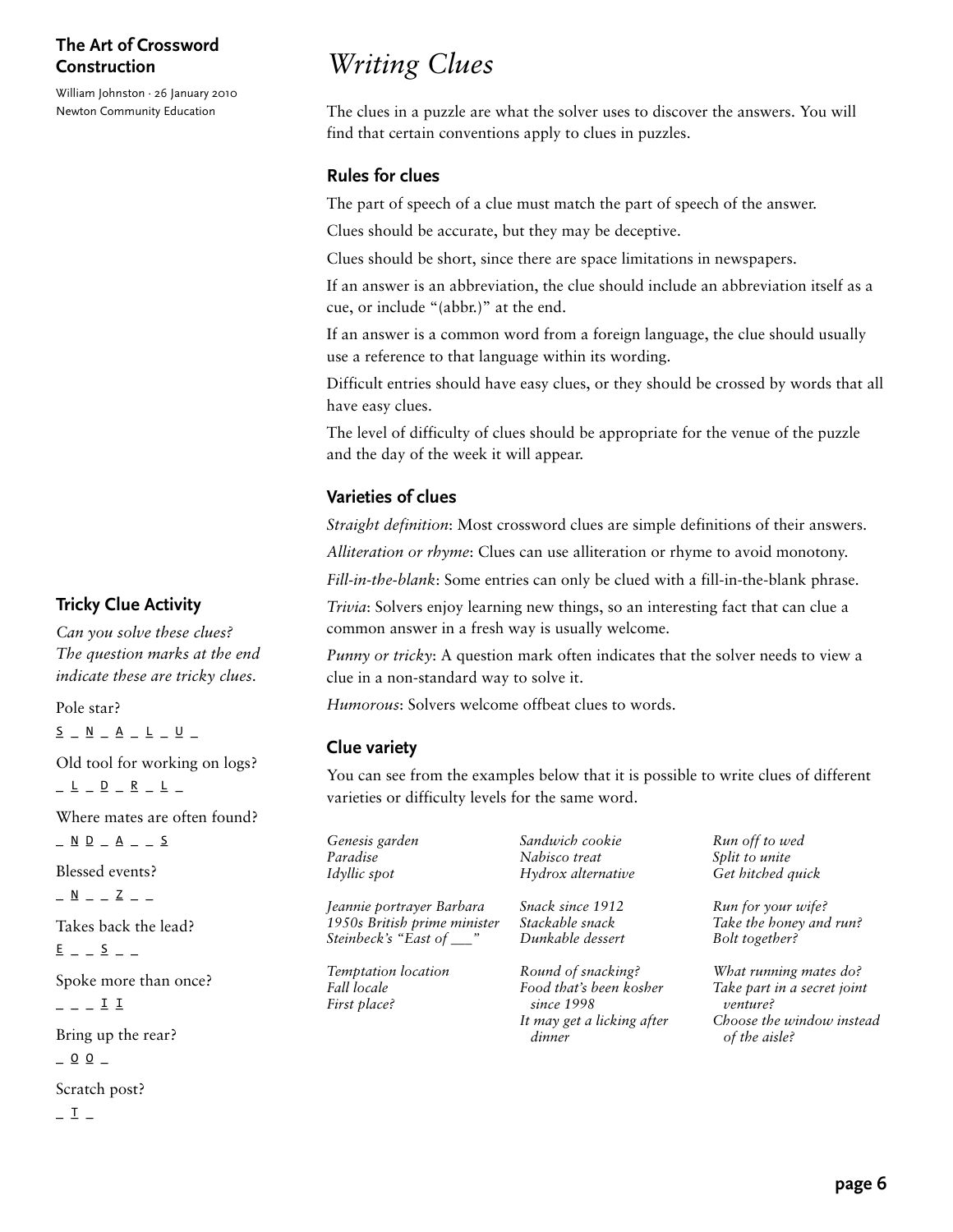# Writing Clues

The clues in a puzzle are what the solver uses to discover the answers. You will find that certain conventions apply to clues in puzzles.

## Rules for clues

The part of speech of a clue must match the part of speech of the answer.

Clues should be accurate, but they may be deceptive.

Clues should be short, since there are space limitations in newspapers.

If an answer is an abbreviation, the clue should include an abbreviation itself as a cue, or include "(abbr.)" at the end.

If an answer is a common word from a foreign language, the clue should usually use a reference to that language within its wording.

Difficult entries should have easy clues, or they should be crossed by words that all have easy clues.

The level of difficulty of clues should be appropriate for the venue of the puzzle and the day of the week it will appear.

## Varieties of clues

*Straight definition*: Most crossword clues are simple definitions of their answers.

*Alliteration or rhyme*: Clues can use alliteration or rhyme to avoid monotony.

*Fill-in-the-blank*: Some entries can only be clued with a fill-in-the-blank phrase.

*Trivia*: Solvers enjoy learning new things, so an interesting fact that can clue a common answer in a fresh way is usually welcome.

*Punny or tricky*: A question mark often indicates that the solver needs to view a clue in a non-standard way to solve it.

*Humorous*: Solvers welcome offbeat clues to words.

## Clue variety

You can see from the examples below that it is possible to write clues of different varieties or difficulty levels for the same word.

*Genesis garden*
*Paradise*
*Idyllic spot*

*Jeannie portrayer Barbara*
*1950s British prime minister*
*Steinbeck's "East of ___"*

*Temptation location*
*Fall locale*
*First place?*

*Sandwich cookie*
*Nabisco treat*
*Hydrox alternative*

*Snack since 1912*
*Stackable snack*
*Dunkable dessert*

*Round of snacking?*
*Food that's been kosher since 1998*
*It may get a licking after dinner*

*Run off to wed*
*Split to unite*
*Get hitched quick*

*Run for your wife?*
*Take the honey and run?*
*Bolt together?*

*What running mates do?*
*Take part in a secret joint venture?*
*Choose the window instead of the aisle?*

### Tricky Clue Activity

*Can you solve these clues? The question marks at the end indicate these are tricky clues.*

Pole star?

S _ N _ A _ L _ U _

Old tool for working on logs?

_ L _ D _ R _ L _

Where mates are often found?

_ N D _ A _ _ S

Blessed events?

_ N _ _ Z _ _

Takes back the lead?

E _ _ S _ _

Spoke more than once?

_ _ _ I I

Bring up the rear?

_ O O _

Scratch post?

_ T _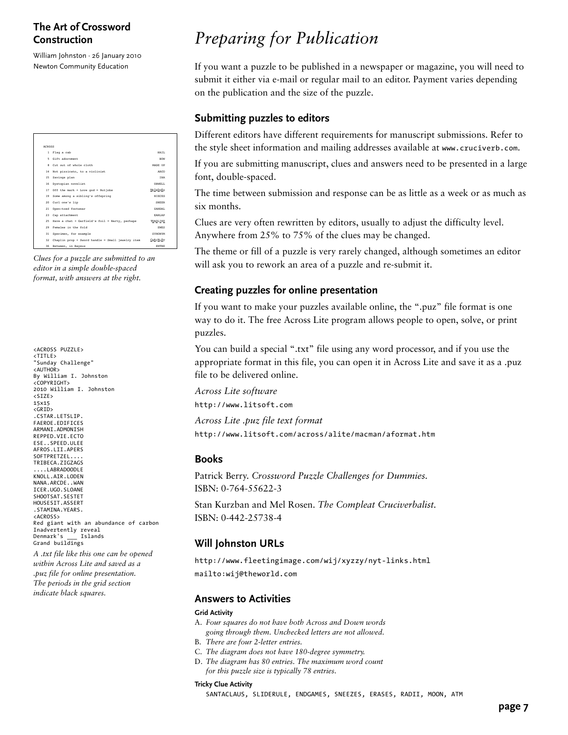## The Art of Crossword Construction

William Johnston · 26 January 2010
Newton Community Education

```
ACROSS
 1 Flag a cab                                              HAIL
 5 Gift adornment                                          BOW
 8 Cut out of whole cloth                                  MADE UP
14 Not pizzicato, to a violinist                           ARCO
15 Savings plan                                            IRA
16 Dystopian novelist                                      ORWELL
17 Off the mark + Love god = Nutjobs                       MISEROS
19 Some among a sibling's offspring                        NIECES
20 Curl one's lip                                          SNEER
21 Open-toed footwear                                      SANDAL
23 Cap attachment                                          EARLAP
25 Have a chat + Garfield's foil = Warty, perhaps          TOADLIKE
29 Females in the fold                                     EWES
31 Specimen, for example                                   SYNONYM
32 Chaplin prop + Sword handle = Small jewelry item        CANEHILT
36 Between, in Bayeux                                      ENTRE
```

*Clues for a puzzle are submitted to an editor in a simple double-spaced format, with answers at the right.*

```
<ACROSS PUZZLE>
<TITLE>
"Sunday Challenge"
<AUTHOR>
By William I. Johnston
<COPYRIGHT>
2010 William I. Johnston
<SIZE>
15x15
<GRID>
.CSTAR.LETSLIP.
FAEROE.EDIFICES
ARMANI.ADMONISH
REPPED.VIE.ECTO
ESE..SPEED.ULEE
AFROS.LII.APERS
SOFTPRETZEL....
TRIBECA.ZIGZAGS
....LABRADOODLE
KNOLL.AIR.LODEN
NANA.ARCDE..WAN
ICER.UGO.SLOANE
SHOOTSAT.SESTET
HOUSESIT.ASSERT
.STAMINA.YEARS.
<ACROSS>
Red giant with an abundance of carbon
Inadvertently reveal
Denmark's ___ Islands
Grand buildings
```

*A .txt file like this one can be opened within Across Lite and saved as a .puz file for online presentation. The periods in the grid section indicate black squares.*

# Preparing for Publication

If you want a puzzle to be published in a newspaper or magazine, you will need to submit it either via e-mail or regular mail to an editor. Payment varies depending on the publication and the size of the puzzle.

## Submitting puzzles to editors

Different editors have different requirements for manuscript submissions. Refer to the style sheet information and mailing addresses available at `www.cruciverb.com`.

If you are submitting manuscript, clues and answers need to be presented in a large font, double-spaced.

The time between submission and response can be as little as a week or as much as six months.

Clues are very often rewritten by editors, usually to adjust the difficulty level. Anywhere from 25% to 75% of the clues may be changed.

The theme or fill of a puzzle is very rarely changed, although sometimes an editor will ask you to rework an area of a puzzle and re-submit it.

## Creating puzzles for online presentation

If you want to make your puzzles available online, the ".puz" file format is one way to do it. The free Across Lite program allows people to open, solve, or print puzzles.

You can build a special ".txt" file using any word processor, and if you use the appropriate format in this file, you can open it in Across Lite and save it as a .puz file to be delivered online.

*Across Lite software*

`http://www.litsoft.com`

*Across Lite .puz file text format*

`http://www.litsoft.com/across/alite/macman/aformat.htm`

## Books

Patrick Berry. *Crossword Puzzle Challenges for Dummies.* ISBN: 0-764-55622-3

Stan Kurzban and Mel Rosen. *The Compleat Cruciverbalist.* ISBN: 0-442-25738-4

## Will Johnston URLs

`http://www.fleetingimage.com/wij/xyzzy/nyt-links.html`

`mailto:wij@theworld.com`

## Answers to Activities

**Grid Activity**

A. *Four squares do not have both Across and Down words going through them. Unchecked letters are not allowed.*
B. *There are four 2-letter entries.*
C. *The diagram does not have 180-degree symmetry.*
D. *The diagram has 80 entries. The maximum word count for this puzzle size is typically 78 entries.*

**Tricky Clue Activity**

SANTACLAUS, SLIDERULE, ENDGAMES, SNEEZES, ERASES, RADII, MOON, ATM